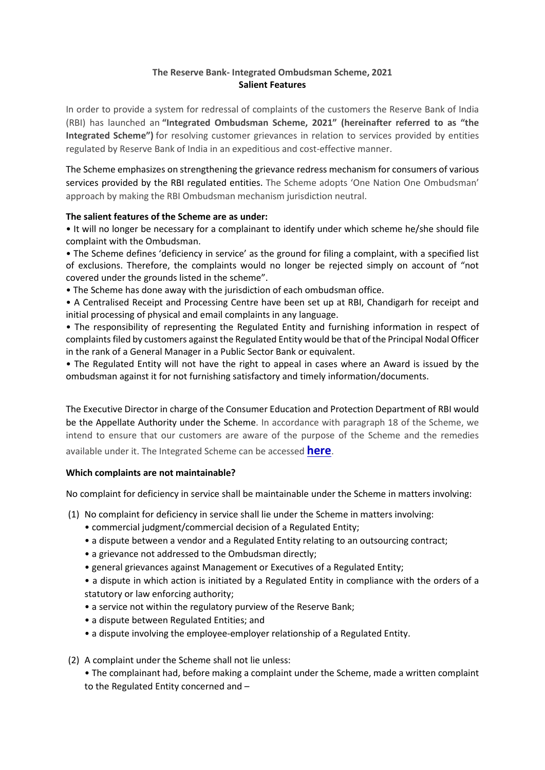# The Reserve Bank- Integrated Ombudsman Scheme, 2021
## Salient Features

In order to provide a system for redressal of complaints of the customers the Reserve Bank of India (RBI) has launched an **"Integrated Ombudsman Scheme, 2021" (hereinafter referred to as "the Integrated Scheme")** for resolving customer grievances in relation to services provided by entities regulated by Reserve Bank of India in an expeditious and cost-effective manner.

The Scheme emphasizes on strengthening the grievance redress mechanism for consumers of various services provided by the RBI regulated entities. The Scheme adopts 'One Nation One Ombudsman' approach by making the RBI Ombudsman mechanism jurisdiction neutral.

**The salient features of the Scheme are as under:**

- It will no longer be necessary for a complainant to identify under which scheme he/she should file complaint with the Ombudsman.
- The Scheme defines 'deficiency in service' as the ground for filing a complaint, with a specified list of exclusions. Therefore, the complaints would no longer be rejected simply on account of "not covered under the grounds listed in the scheme".
- The Scheme has done away with the jurisdiction of each ombudsman office.
- A Centralised Receipt and Processing Centre have been set up at RBI, Chandigarh for receipt and initial processing of physical and email complaints in any language.
- The responsibility of representing the Regulated Entity and furnishing information in respect of complaints filed by customers against the Regulated Entity would be that of the Principal Nodal Officer in the rank of a General Manager in a Public Sector Bank or equivalent.
- The Regulated Entity will not have the right to appeal in cases where an Award is issued by the ombudsman against it for not furnishing satisfactory and timely information/documents.

The Executive Director in charge of the Consumer Education and Protection Department of RBI would be the Appellate Authority under the Scheme. In accordance with paragraph 18 of the Scheme, we intend to ensure that our customers are aware of the purpose of the Scheme and the remedies available under it. The Integrated Scheme can be accessed **here**.

**Which complaints are not maintainable?**

No complaint for deficiency in service shall be maintainable under the Scheme in matters involving:

(1) No complaint for deficiency in service shall lie under the Scheme in matters involving:
   - commercial judgment/commercial decision of a Regulated Entity;
   - a dispute between a vendor and a Regulated Entity relating to an outsourcing contract;
   - a grievance not addressed to the Ombudsman directly;
   - general grievances against Management or Executives of a Regulated Entity;
   - a dispute in which action is initiated by a Regulated Entity in compliance with the orders of a statutory or law enforcing authority;
   - a service not within the regulatory purview of the Reserve Bank;
   - a dispute between Regulated Entities; and
   - a dispute involving the employee-employer relationship of a Regulated Entity.

(2) A complaint under the Scheme shall not lie unless:
   - The complainant had, before making a complaint under the Scheme, made a written complaint to the Regulated Entity concerned and –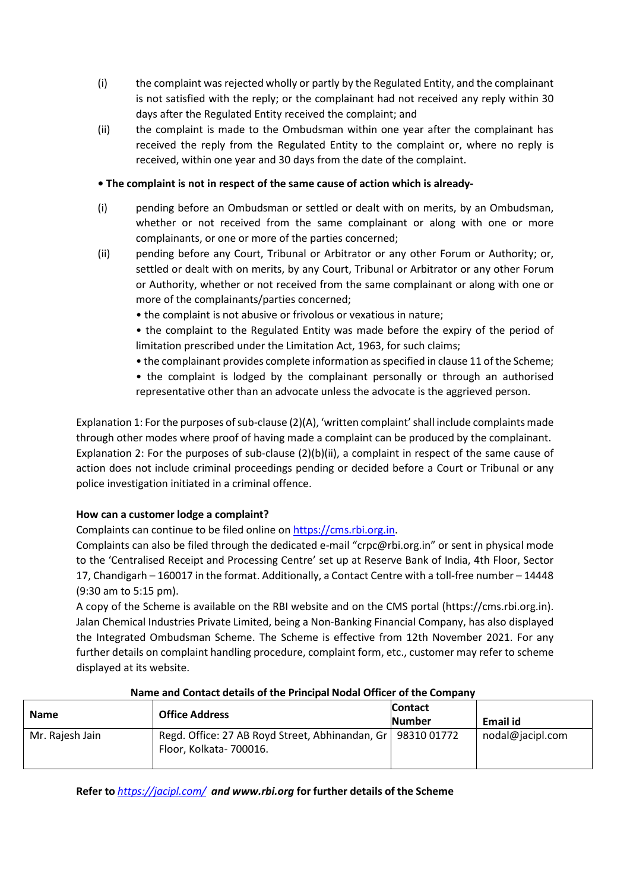(i) the complaint was rejected wholly or partly by the Regulated Entity, and the complainant is not satisfied with the reply; or the complainant had not received any reply within 30 days after the Regulated Entity received the complaint; and

(ii) the complaint is made to the Ombudsman within one year after the complainant has received the reply from the Regulated Entity to the complaint or, where no reply is received, within one year and 30 days from the date of the complaint.

**• The complaint is not in respect of the same cause of action which is already-**

(i) pending before an Ombudsman or settled or dealt with on merits, by an Ombudsman, whether or not received from the same complainant or along with one or more complainants, or one or more of the parties concerned;

(ii) pending before any Court, Tribunal or Arbitrator or any other Forum or Authority; or, settled or dealt with on merits, by any Court, Tribunal or Arbitrator or any other Forum or Authority, whether or not received from the same complainant or along with one or more of the complainants/parties concerned;

- the complaint is not abusive or frivolous or vexatious in nature;
- the complaint to the Regulated Entity was made before the expiry of the period of limitation prescribed under the Limitation Act, 1963, for such claims;
- the complainant provides complete information as specified in clause 11 of the Scheme;
- the complaint is lodged by the complainant personally or through an authorised representative other than an advocate unless the advocate is the aggrieved person.

Explanation 1: For the purposes of sub-clause (2)(A), 'written complaint' shall include complaints made through other modes where proof of having made a complaint can be produced by the complainant.
Explanation 2: For the purposes of sub-clause (2)(b)(ii), a complaint in respect of the same cause of action does not include criminal proceedings pending or decided before a Court or Tribunal or any police investigation initiated in a criminal offence.

**How can a customer lodge a complaint?**

Complaints can continue to be filed online on https://cms.rbi.org.in.
Complaints can also be filed through the dedicated e-mail "crpc@rbi.org.in" or sent in physical mode to the 'Centralised Receipt and Processing Centre' set up at Reserve Bank of India, 4th Floor, Sector 17, Chandigarh – 160017 in the format. Additionally, a Contact Centre with a toll-free number – 14448 (9:30 am to 5:15 pm).
A copy of the Scheme is available on the RBI website and on the CMS portal (https://cms.rbi.org.in). Jalan Chemical Industries Private Limited, being a Non-Banking Financial Company, has also displayed the Integrated Ombudsman Scheme. The Scheme is effective from 12th November 2021. For any further details on complaint handling procedure, complaint form, etc., customer may refer to scheme displayed at its website.

**Name and Contact details of the Principal Nodal Officer of the Company**

| Name | Office Address | Contact Number | Email id |
|---|---|---|---|
| Mr. Rajesh Jain | Regd. Office: 27 AB Royd Street, Abhinandan, Gr Floor, Kolkata- 700016. | 98310 01772 | nodal@jacipl.com |

**Refer to *https://jacipl.com/* *and www.rbi.org* for further details of the Scheme**